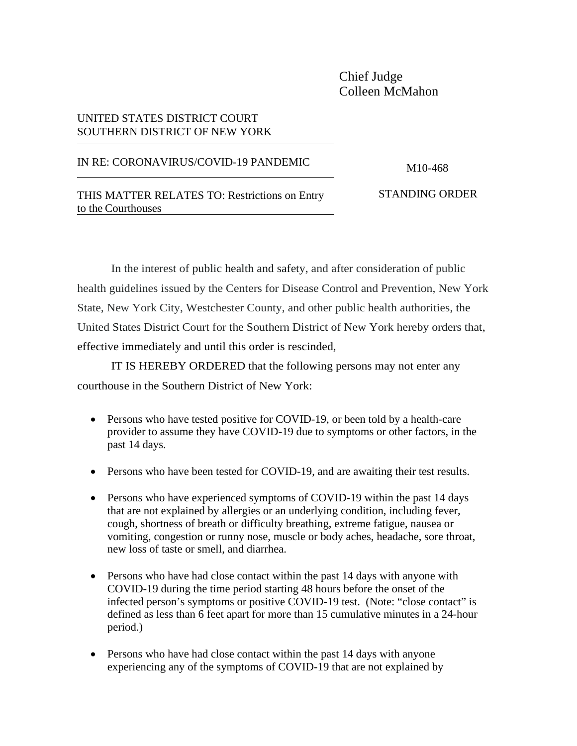Chief Judge
Colleen McMahon

UNITED STATES DISTRICT COURT
SOUTHERN DISTRICT OF NEW YORK

IN RE: CORONAVIRUS/COVID-19 PANDEMIC

M10-468

THIS MATTER RELATES TO: Restrictions on Entry to the Courthouses

STANDING ORDER

In the interest of public health and safety, and after consideration of public health guidelines issued by the Centers for Disease Control and Prevention, New York State, New York City, Westchester County, and other public health authorities, the United States District Court for the Southern District of New York hereby orders that, effective immediately and until this order is rescinded,

IT IS HEREBY ORDERED that the following persons may not enter any courthouse in the Southern District of New York:

- Persons who have tested positive for COVID-19, or been told by a health-care provider to assume they have COVID-19 due to symptoms or other factors, in the past 14 days.
- Persons who have been tested for COVID-19, and are awaiting their test results.
- Persons who have experienced symptoms of COVID-19 within the past 14 days that are not explained by allergies or an underlying condition, including fever, cough, shortness of breath or difficulty breathing, extreme fatigue, nausea or vomiting, congestion or runny nose, muscle or body aches, headache, sore throat, new loss of taste or smell, and diarrhea.
- Persons who have had close contact within the past 14 days with anyone with COVID-19 during the time period starting 48 hours before the onset of the infected person's symptoms or positive COVID-19 test. (Note: "close contact" is defined as less than 6 feet apart for more than 15 cumulative minutes in a 24-hour period.)
- Persons who have had close contact within the past 14 days with anyone experiencing any of the symptoms of COVID-19 that are not explained by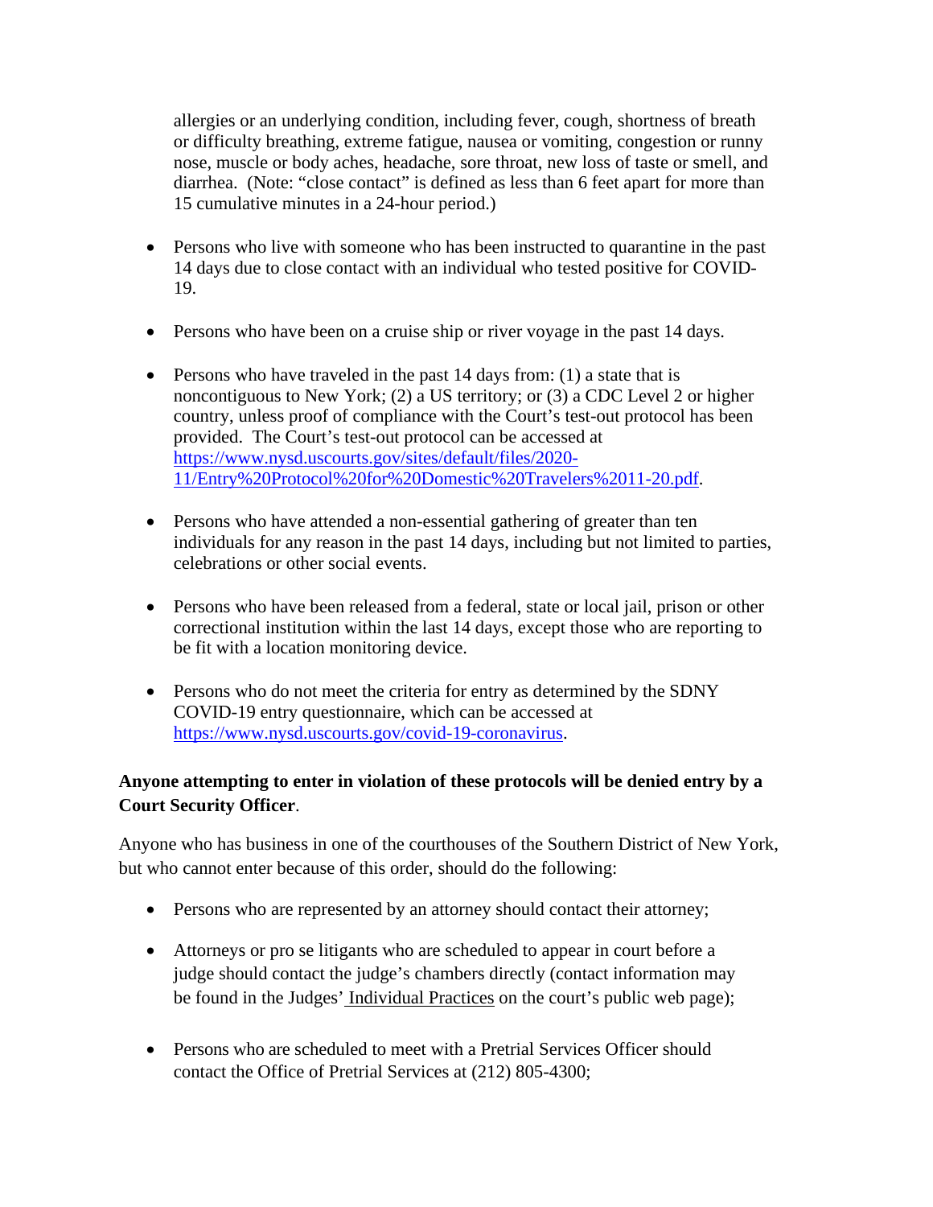allergies or an underlying condition, including fever, cough, shortness of breath or difficulty breathing, extreme fatigue, nausea or vomiting, congestion or runny nose, muscle or body aches, headache, sore throat, new loss of taste or smell, and diarrhea. (Note: "close contact" is defined as less than 6 feet apart for more than 15 cumulative minutes in a 24-hour period.)

- Persons who live with someone who has been instructed to quarantine in the past 14 days due to close contact with an individual who tested positive for COVID-19.

- Persons who have been on a cruise ship or river voyage in the past 14 days.

- Persons who have traveled in the past 14 days from: (1) a state that is noncontiguous to New York; (2) a US territory; or (3) a CDC Level 2 or higher country, unless proof of compliance with the Court's test-out protocol has been provided. The Court's test-out protocol can be accessed at https://www.nysd.uscourts.gov/sites/default/files/2020-11/Entry%20Protocol%20for%20Domestic%20Travelers%2011-20.pdf.

- Persons who have attended a non-essential gathering of greater than ten individuals for any reason in the past 14 days, including but not limited to parties, celebrations or other social events.

- Persons who have been released from a federal, state or local jail, prison or other correctional institution within the last 14 days, except those who are reporting to be fit with a location monitoring device.

- Persons who do not meet the criteria for entry as determined by the SDNY COVID-19 entry questionnaire, which can be accessed at https://www.nysd.uscourts.gov/covid-19-coronavirus.

**Anyone attempting to enter in violation of these protocols will be denied entry by a Court Security Officer**.

Anyone who has business in one of the courthouses of the Southern District of New York, but who cannot enter because of this order, should do the following:

- Persons who are represented by an attorney should contact their attorney;

- Attorneys or pro se litigants who are scheduled to appear in court before a judge should contact the judge's chambers directly (contact information may be found in the Judges' Individual Practices on the court's public web page);

- Persons who are scheduled to meet with a Pretrial Services Officer should contact the Office of Pretrial Services at (212) 805-4300;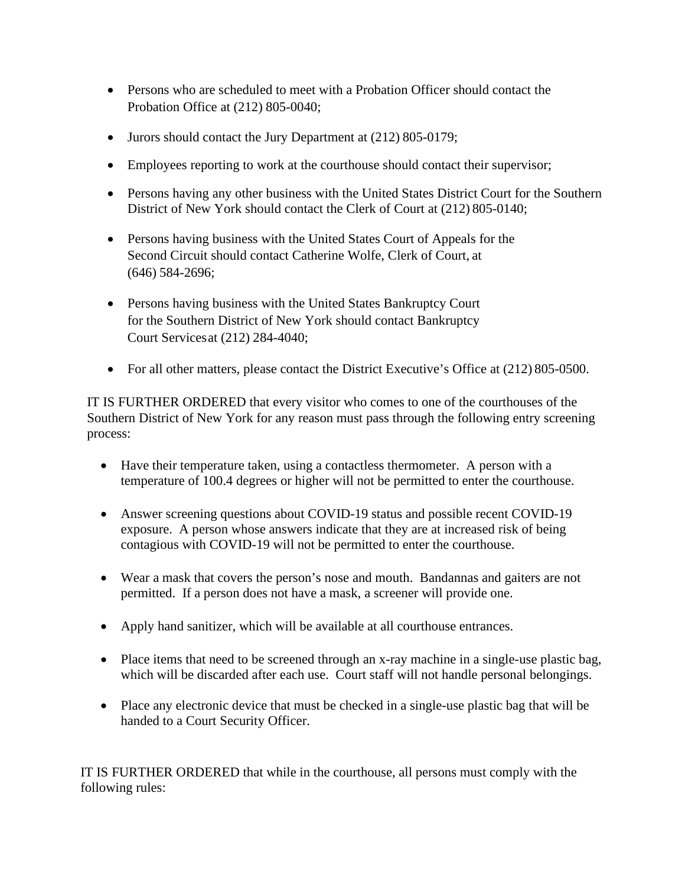- Persons who are scheduled to meet with a Probation Officer should contact the Probation Office at (212) 805-0040;
- Jurors should contact the Jury Department at (212) 805-0179;
- Employees reporting to work at the courthouse should contact their supervisor;
- Persons having any other business with the United States District Court for the Southern District of New York should contact the Clerk of Court at (212) 805-0140;
- Persons having business with the United States Court of Appeals for the Second Circuit should contact Catherine Wolfe, Clerk of Court, at (646) 584-2696;
- Persons having business with the United States Bankruptcy Court for the Southern District of New York should contact Bankruptcy Court Services at (212) 284-4040;
- For all other matters, please contact the District Executive's Office at (212) 805-0500.

IT IS FURTHER ORDERED that every visitor who comes to one of the courthouses of the Southern District of New York for any reason must pass through the following entry screening process:

- Have their temperature taken, using a contactless thermometer. A person with a temperature of 100.4 degrees or higher will not be permitted to enter the courthouse.
- Answer screening questions about COVID-19 status and possible recent COVID-19 exposure. A person whose answers indicate that they are at increased risk of being contagious with COVID-19 will not be permitted to enter the courthouse.
- Wear a mask that covers the person's nose and mouth. Bandannas and gaiters are not permitted. If a person does not have a mask, a screener will provide one.
- Apply hand sanitizer, which will be available at all courthouse entrances.
- Place items that need to be screened through an x-ray machine in a single-use plastic bag, which will be discarded after each use. Court staff will not handle personal belongings.
- Place any electronic device that must be checked in a single-use plastic bag that will be handed to a Court Security Officer.

IT IS FURTHER ORDERED that while in the courthouse, all persons must comply with the following rules: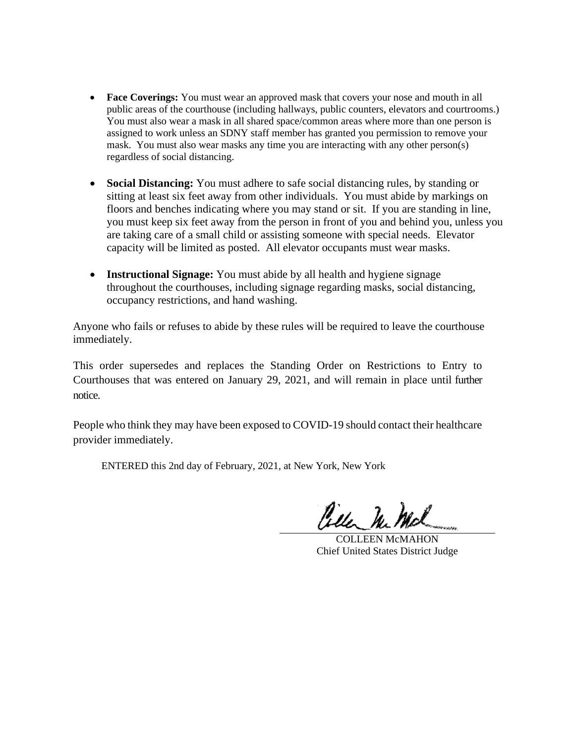- **Face Coverings:** You must wear an approved mask that covers your nose and mouth in all public areas of the courthouse (including hallways, public counters, elevators and courtrooms.) You must also wear a mask in all shared space/common areas where more than one person is assigned to work unless an SDNY staff member has granted you permission to remove your mask. You must also wear masks any time you are interacting with any other person(s) regardless of social distancing.

- **Social Distancing:** You must adhere to safe social distancing rules, by standing or sitting at least six feet away from other individuals. You must abide by markings on floors and benches indicating where you may stand or sit. If you are standing in line, you must keep six feet away from the person in front of you and behind you, unless you are taking care of a small child or assisting someone with special needs. Elevator capacity will be limited as posted. All elevator occupants must wear masks.

- **Instructional Signage:** You must abide by all health and hygiene signage throughout the courthouses, including signage regarding masks, social distancing, occupancy restrictions, and hand washing.

Anyone who fails or refuses to abide by these rules will be required to leave the courthouse immediately.

This order supersedes and replaces the Standing Order on Restrictions to Entry to Courthouses that was entered on January 29, 2021, and will remain in place until further notice.

People who think they may have been exposed to COVID-19 should contact their healthcare provider immediately.

ENTERED this 2nd day of February, 2021, at New York, New York

COLLEEN McMAHON
Chief United States District Judge